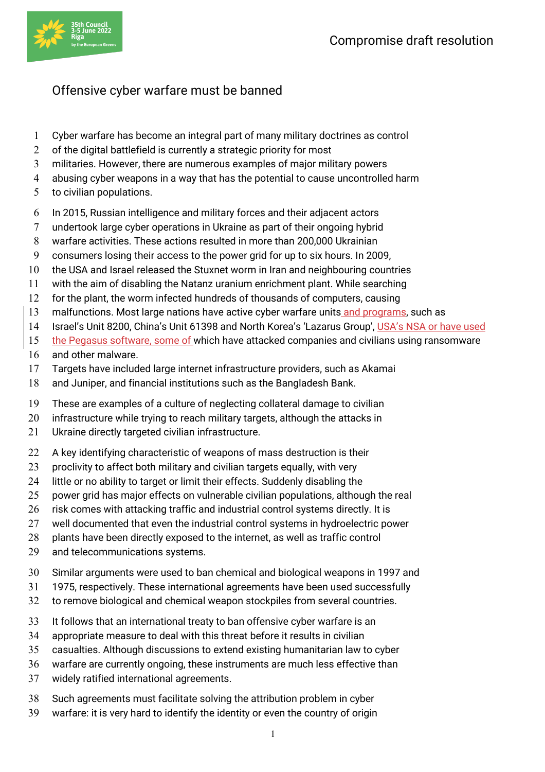Compromise draft resolution

# Offensive cyber warfare must be banned

Cyber warfare has become an integral part of many military doctrines as control of the digital battlefield is currently a strategic priority for most militaries. However, there are numerous examples of major military powers abusing cyber weapons in a way that has the potential to cause uncontrolled harm to civilian populations.

In 2015, Russian intelligence and military forces and their adjacent actors undertook large cyber operations in Ukraine as part of their ongoing hybrid warfare activities. These actions resulted in more than 200,000 Ukrainian consumers losing their access to the power grid for up to six hours. In 2009, the USA and Israel released the Stuxnet worm in Iran and neighbouring countries with the aim of disabling the Natanz uranium enrichment plant. While searching for the plant, the worm infected hundreds of thousands of computers, causing malfunctions. Most large nations have active cyber warfare units and programs, such as Israel's Unit 8200, China's Unit 61398 and North Korea's 'Lazarus Group', USA's NSA or have used the Pegasus software, some of which have attacked companies and civilians using ransomware and other malware.
Targets have included large internet infrastructure providers, such as Akamai and Juniper, and financial institutions such as the Bangladesh Bank.

These are examples of a culture of neglecting collateral damage to civilian infrastructure while trying to reach military targets, although the attacks in Ukraine directly targeted civilian infrastructure.

A key identifying characteristic of weapons of mass destruction is their proclivity to affect both military and civilian targets equally, with very little or no ability to target or limit their effects. Suddenly disabling the power grid has major effects on vulnerable civilian populations, although the real risk comes with attacking traffic and industrial control systems directly. It is well documented that even the industrial control systems in hydroelectric power plants have been directly exposed to the internet, as well as traffic control and telecommunications systems.

Similar arguments were used to ban chemical and biological weapons in 1997 and 1975, respectively. These international agreements have been used successfully to remove biological and chemical weapon stockpiles from several countries.

It follows that an international treaty to ban offensive cyber warfare is an appropriate measure to deal with this threat before it results in civilian casualties. Although discussions to extend existing humanitarian law to cyber warfare are currently ongoing, these instruments are much less effective than widely ratified international agreements.

Such agreements must facilitate solving the attribution problem in cyber warfare: it is very hard to identify the identity or even the country of origin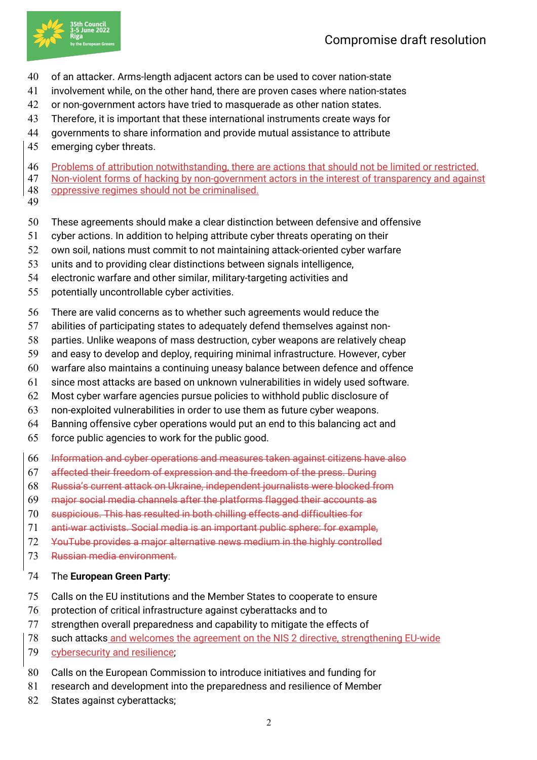of an attacker. Arms-length adjacent actors can be used to cover nation-state involvement while, on the other hand, there are proven cases where nation-states or non-government actors have tried to masquerade as other nation states. Therefore, it is important that these international instruments create ways for governments to share information and provide mutual assistance to attribute emerging cyber threats.

Problems of attribution notwithstanding, there are actions that should not be limited or restricted. Non-violent forms of hacking by non-government actors in the interest of transparency and against oppressive regimes should not be criminalised.

These agreements should make a clear distinction between defensive and offensive cyber actions. In addition to helping attribute cyber threats operating on their own soil, nations must commit to not maintaining attack-oriented cyber warfare units and to providing clear distinctions between signals intelligence, electronic warfare and other similar, military-targeting activities and potentially uncontrollable cyber activities.

There are valid concerns as to whether such agreements would reduce the abilities of participating states to adequately defend themselves against non-parties. Unlike weapons of mass destruction, cyber weapons are relatively cheap and easy to develop and deploy, requiring minimal infrastructure. However, cyber warfare also maintains a continuing uneasy balance between defence and offence since most attacks are based on unknown vulnerabilities in widely used software. Most cyber warfare agencies pursue policies to withhold public disclosure of non-exploited vulnerabilities in order to use them as future cyber weapons. Banning offensive cyber operations would put an end to this balancing act and force public agencies to work for the public good.

~~Information and cyber operations and measures taken against citizens have also affected their freedom of expression and the freedom of the press. During Russia's current attack on Ukraine, independent journalists were blocked from major social media channels after the platforms flagged their accounts as suspicious. This has resulted in both chilling effects and difficulties for anti-war activists. Social media is an important public sphere: for example, YouTube provides a major alternative news medium in the highly controlled Russian media environment.~~

The **European Green Party**:

Calls on the EU institutions and the Member States to cooperate to ensure protection of critical infrastructure against cyberattacks and to strengthen overall preparedness and capability to mitigate the effects of such attacks and welcomes the agreement on the NIS 2 directive, strengthening EU-wide cybersecurity and resilience;

Calls on the European Commission to introduce initiatives and funding for research and development into the preparedness and resilience of Member States against cyberattacks;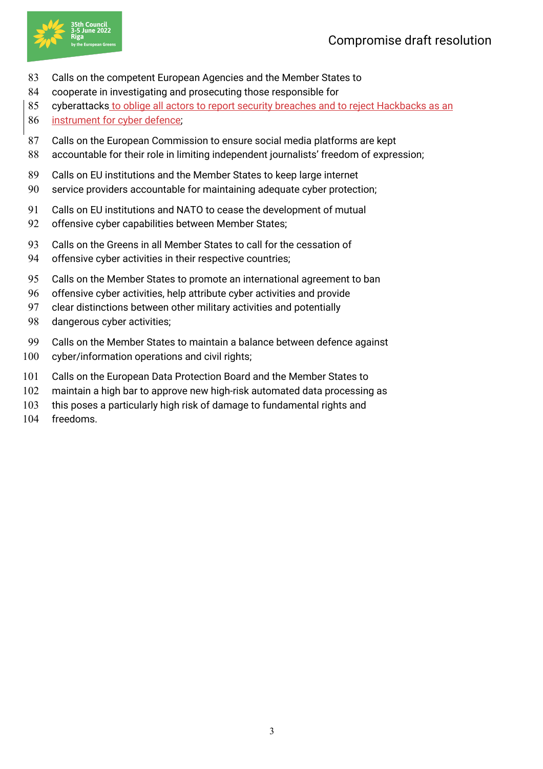Calls on the competent European Agencies and the Member States to cooperate in investigating and prosecuting those responsible for cyberattacks to oblige all actors to report security breaches and to reject Hackbacks as an instrument for cyber defence;

Calls on the European Commission to ensure social media platforms are kept accountable for their role in limiting independent journalists' freedom of expression;

Calls on EU institutions and the Member States to keep large internet service providers accountable for maintaining adequate cyber protection;

Calls on EU institutions and NATO to cease the development of mutual offensive cyber capabilities between Member States;

Calls on the Greens in all Member States to call for the cessation of offensive cyber activities in their respective countries;

Calls on the Member States to promote an international agreement to ban offensive cyber activities, help attribute cyber activities and provide clear distinctions between other military activities and potentially dangerous cyber activities;

Calls on the Member States to maintain a balance between defence against cyber/information operations and civil rights;

Calls on the European Data Protection Board and the Member States to maintain a high bar to approve new high-risk automated data processing as this poses a particularly high risk of damage to fundamental rights and freedoms.